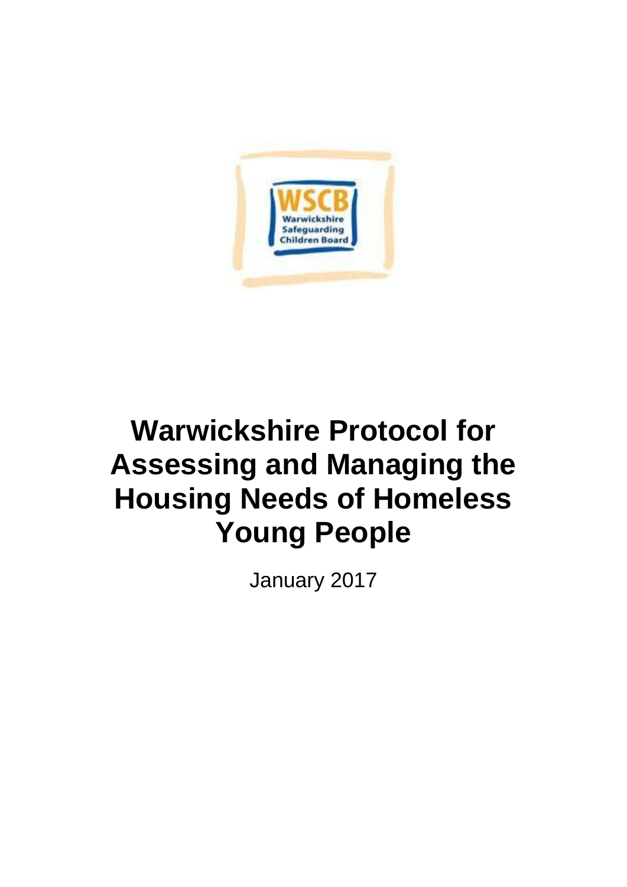WSCB
Warwickshire
Safeguarding
Children Board

# Warwickshire Protocol for Assessing and Managing the Housing Needs of Homeless Young People

January 2017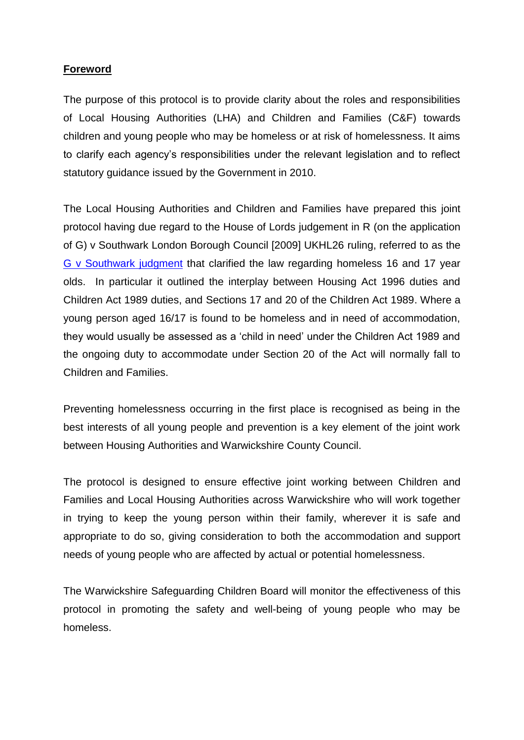## **Foreword**

The purpose of this protocol is to provide clarity about the roles and responsibilities of Local Housing Authorities (LHA) and Children and Families (C&F) towards children and young people who may be homeless or at risk of homelessness. It aims to clarify each agency's responsibilities under the relevant legislation and to reflect statutory guidance issued by the Government in 2010.

The Local Housing Authorities and Children and Families have prepared this joint protocol having due regard to the House of Lords judgement in R (on the application of G) v Southwark London Borough Council [2009] UKHL26 ruling, referred to as the G v Southwark judgment that clarified the law regarding homeless 16 and 17 year olds. In particular it outlined the interplay between Housing Act 1996 duties and Children Act 1989 duties, and Sections 17 and 20 of the Children Act 1989. Where a young person aged 16/17 is found to be homeless and in need of accommodation, they would usually be assessed as a 'child in need' under the Children Act 1989 and the ongoing duty to accommodate under Section 20 of the Act will normally fall to Children and Families.

Preventing homelessness occurring in the first place is recognised as being in the best interests of all young people and prevention is a key element of the joint work between Housing Authorities and Warwickshire County Council.

The protocol is designed to ensure effective joint working between Children and Families and Local Housing Authorities across Warwickshire who will work together in trying to keep the young person within their family, wherever it is safe and appropriate to do so, giving consideration to both the accommodation and support needs of young people who are affected by actual or potential homelessness.

The Warwickshire Safeguarding Children Board will monitor the effectiveness of this protocol in promoting the safety and well-being of young people who may be homeless.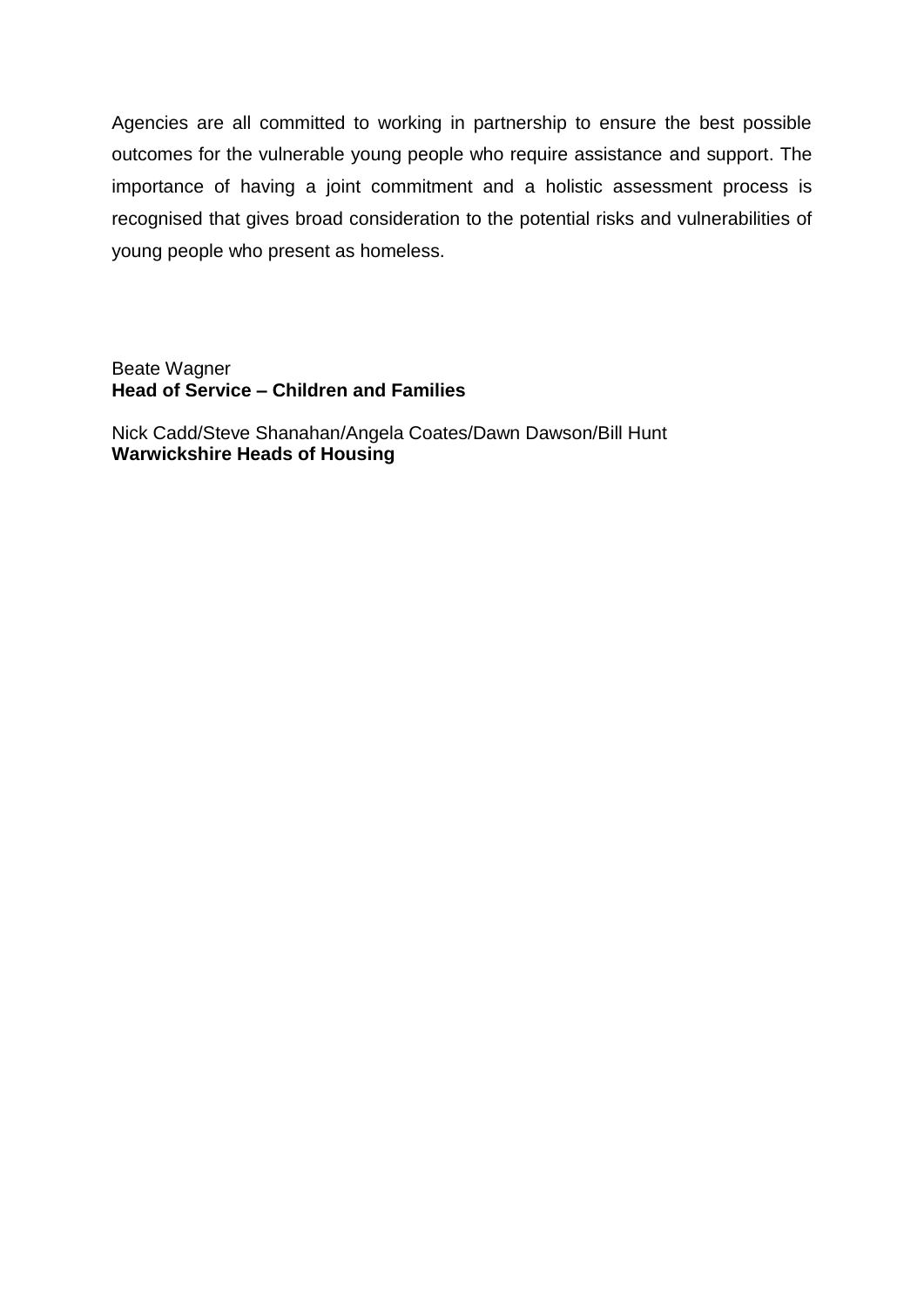Agencies are all committed to working in partnership to ensure the best possible outcomes for the vulnerable young people who require assistance and support. The importance of having a joint commitment and a holistic assessment process is recognised that gives broad consideration to the potential risks and vulnerabilities of young people who present as homeless.

Beate Wagner
**Head of Service – Children and Families**

Nick Cadd/Steve Shanahan/Angela Coates/Dawn Dawson/Bill Hunt
**Warwickshire Heads of Housing**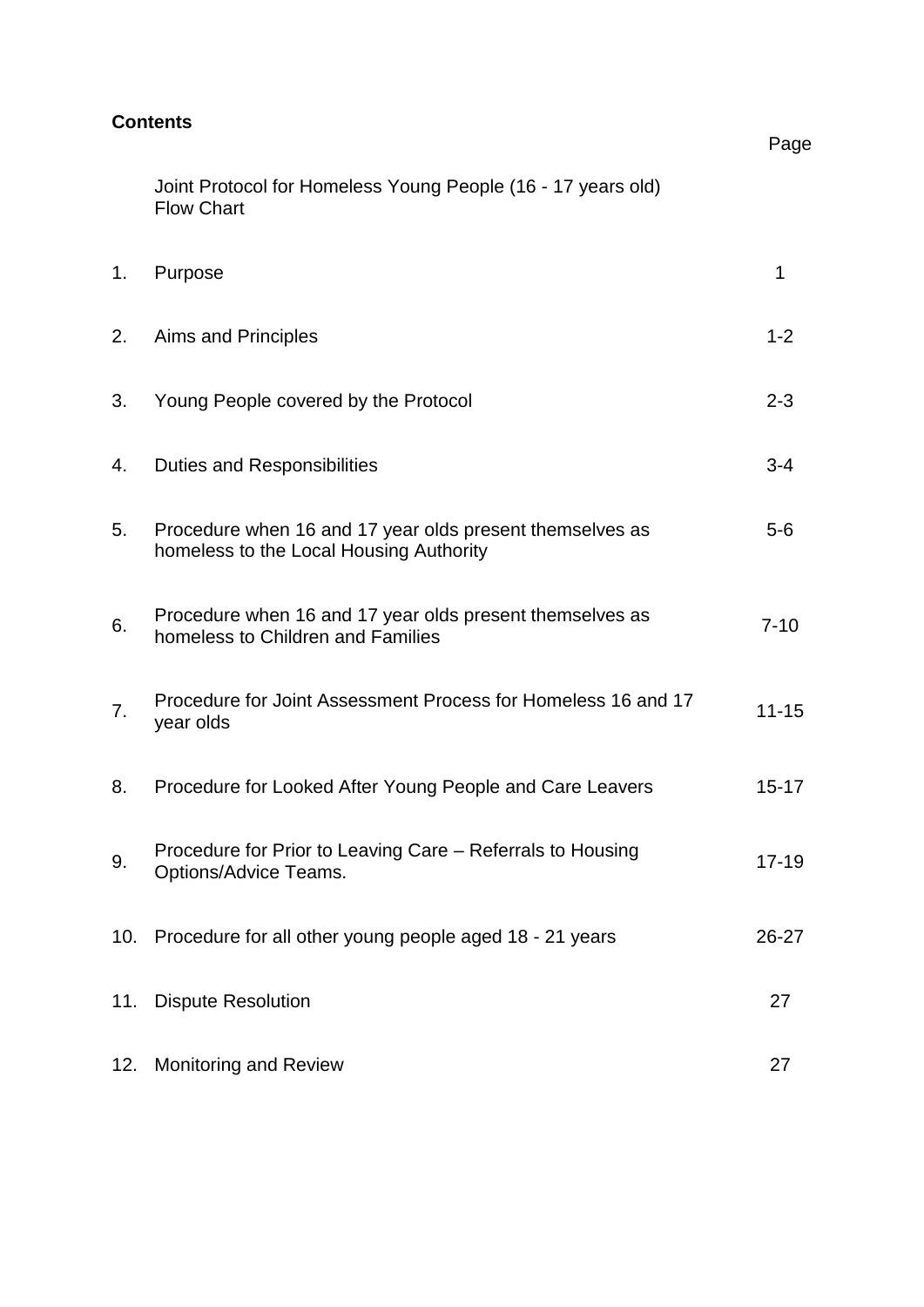**Contents**

| | | Page |
|---|---|---|
| | Joint Protocol for Homeless Young People (16 - 17 years old) Flow Chart | |
| 1. | Purpose | 1 |
| 2. | Aims and Principles | 1-2 |
| 3. | Young People covered by the Protocol | 2-3 |
| 4. | Duties and Responsibilities | 3-4 |
| 5. | Procedure when 16 and 17 year olds present themselves as homeless to the Local Housing Authority | 5-6 |
| 6. | Procedure when 16 and 17 year olds present themselves as homeless to Children and Families | 7-10 |
| 7. | Procedure for Joint Assessment Process for Homeless 16 and 17 year olds | 11-15 |
| 8. | Procedure for Looked After Young People and Care Leavers | 15-17 |
| 9. | Procedure for Prior to Leaving Care – Referrals to Housing Options/Advice Teams. | 17-19 |
| 10. | Procedure for all other young people aged 18 - 21 years | 26-27 |
| 11. | Dispute Resolution | 27 |
| 12. | Monitoring and Review | 27 |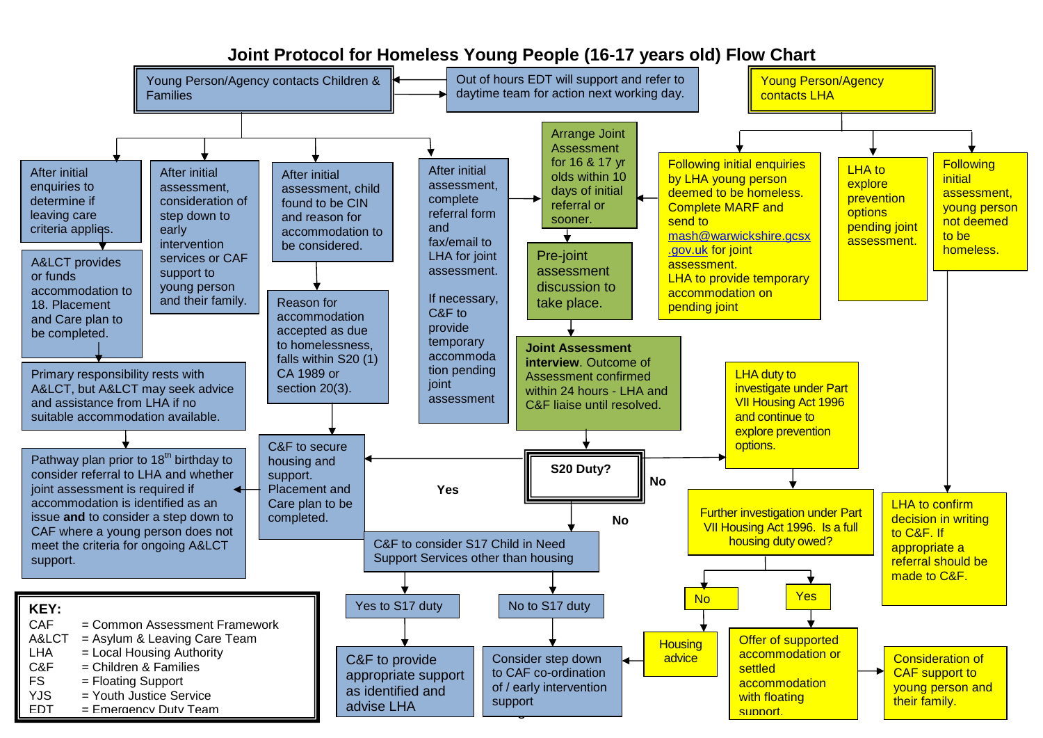# Joint Protocol for Homeless Young People (16-17 years old) Flow Chart

**Young Person/Agency contacts Children & Families**

Out of hours EDT will support and refer to daytime team for action next working day.

**Young Person/Agency contacts LHA**

After initial enquiries to determine if leaving care criteria applies.

A&LCT provides or funds accommodation to 18. Placement and Care plan to be completed.

Primary responsibility rests with A&LCT, but A&LCT may seek advice and assistance from LHA if no suitable accommodation available.

Pathway plan prior to 18[th] birthday to consider referral to LHA and whether joint assessment is required if accommodation is identified as an issue **and** to consider a step down to CAF where a young person does not meet the criteria for ongoing A&LCT support.

After initial assessment, consideration of step down to early intervention services or CAF support to young person and their family.

After initial assessment, child found to be CIN and reason for accommodation to be considered.

Reason for accommodation accepted as due to homelessness, falls within S20 (1) CA 1989 or section 20(3).

C&F to secure housing and support. Placement and Care plan to be completed.

After initial assessment, complete referral form and fax/email to LHA for joint assessment.

If necessary, C&F to provide temporary accommodation pending joint assessment

Arrange Joint Assessment for 16 & 17 yr olds within 10 days of initial referral or sooner.

Pre-joint assessment discussion to take place.

**Joint Assessment interview**. Outcome of Assessment confirmed within 24 hours - LHA and C&F liaise until resolved.

**S20 Duty?**

Yes

No

No

C&F to consider S17 Child in Need Support Services other than housing

Yes to S17 duty

C&F to provide appropriate support as identified and advise LHA

No to S17 duty

Consider step down to CAF co-ordination of / early intervention support

Following initial enquiries by LHA young person deemed to be homeless. Complete MARF and send to mash@warwickshire.gcsx.gov.uk for joint assessment.
LHA to provide temporary accommodation on pending joint

LHA to explore prevention options pending joint assessment.

Following initial assessment, young person not deemed to be homeless.

LHA duty to investigate under Part VII Housing Act 1996 and continue to explore prevention options.

Further investigation under Part VII Housing Act 1996. Is a full housing duty owed?

No

Housing advice

Yes

Offer of supported accommodation or settled accommodation with floating support.

Consideration of CAF support to young person and their family.

LHA to confirm decision in writing to C&F. If appropriate a referral should be made to C&F.

**KEY:**

| | |
|---|---|
| CAF | = Common Assessment Framework |
| A&LCT | = Asylum & Leaving Care Team |
| LHA | = Local Housing Authority |
| C&F | = Children & Families |
| FS | = Floating Support |
| YJS | = Youth Justice Service |
| EDT | = Emergency Duty Team |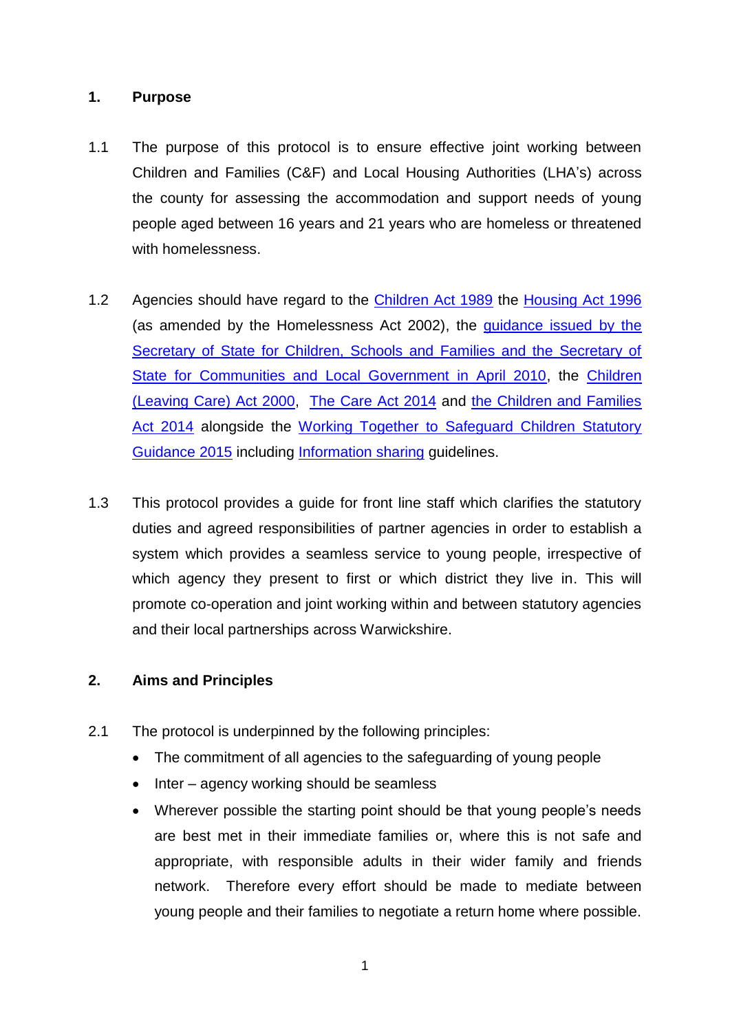## 1. Purpose

1.1 The purpose of this protocol is to ensure effective joint working between Children and Families (C&F) and Local Housing Authorities (LHA's) across the county for assessing the accommodation and support needs of young people aged between 16 years and 21 years who are homeless or threatened with homelessness.

1.2 Agencies should have regard to the Children Act 1989 the Housing Act 1996 (as amended by the Homelessness Act 2002), the guidance issued by the Secretary of State for Children, Schools and Families and the Secretary of State for Communities and Local Government in April 2010, the Children (Leaving Care) Act 2000, The Care Act 2014 and the Children and Families Act 2014 alongside the Working Together to Safeguard Children Statutory Guidance 2015 including Information sharing guidelines.

1.3 This protocol provides a guide for front line staff which clarifies the statutory duties and agreed responsibilities of partner agencies in order to establish a system which provides a seamless service to young people, irrespective of which agency they present to first or which district they live in. This will promote co-operation and joint working within and between statutory agencies and their local partnerships across Warwickshire.

## 2. Aims and Principles

2.1 The protocol is underpinned by the following principles:

- The commitment of all agencies to the safeguarding of young people
- Inter – agency working should be seamless
- Wherever possible the starting point should be that young people's needs are best met in their immediate families or, where this is not safe and appropriate, with responsible adults in their wider family and friends network. Therefore every effort should be made to mediate between young people and their families to negotiate a return home where possible.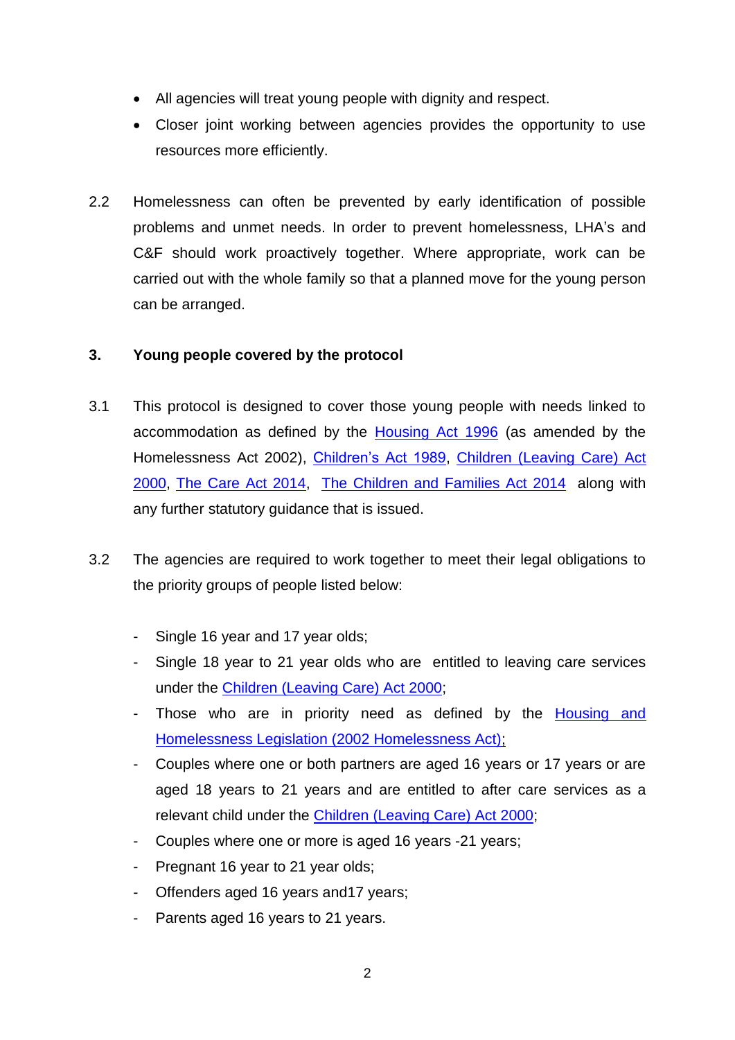- All agencies will treat young people with dignity and respect.
- Closer joint working between agencies provides the opportunity to use resources more efficiently.

2.2 Homelessness can often be prevented by early identification of possible problems and unmet needs. In order to prevent homelessness, LHA's and C&F should work proactively together. Where appropriate, work can be carried out with the whole family so that a planned move for the young person can be arranged.

### 3. Young people covered by the protocol

3.1 This protocol is designed to cover those young people with needs linked to accommodation as defined by the Housing Act 1996 (as amended by the Homelessness Act 2002), Children's Act 1989, Children (Leaving Care) Act 2000, The Care Act 2014, The Children and Families Act 2014 along with any further statutory guidance that is issued.

3.2 The agencies are required to work together to meet their legal obligations to the priority groups of people listed below:

- Single 16 year and 17 year olds;
- Single 18 year to 21 year olds who are entitled to leaving care services under the Children (Leaving Care) Act 2000;
- Those who are in priority need as defined by the Housing and Homelessness Legislation (2002 Homelessness Act);
- Couples where one or both partners are aged 16 years or 17 years or are aged 18 years to 21 years and are entitled to after care services as a relevant child under the Children (Leaving Care) Act 2000;
- Couples where one or more is aged 16 years -21 years;
- Pregnant 16 year to 21 year olds;
- Offenders aged 16 years and17 years;
- Parents aged 16 years to 21 years.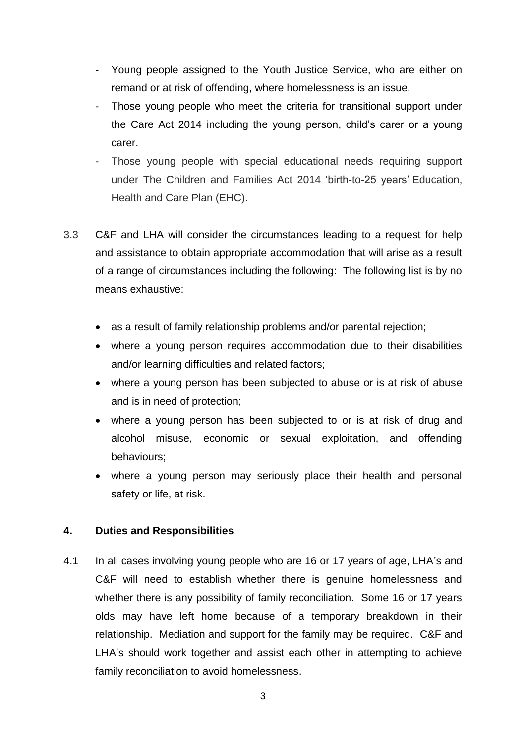- Young people assigned to the Youth Justice Service, who are either on remand or at risk of offending, where homelessness is an issue.
- Those young people who meet the criteria for transitional support under the Care Act 2014 including the young person, child's carer or a young carer.
- Those young people with special educational needs requiring support under The Children and Families Act 2014 'birth-to-25 years' Education, Health and Care Plan (EHC).

3.3 C&F and LHA will consider the circumstances leading to a request for help and assistance to obtain appropriate accommodation that will arise as a result of a range of circumstances including the following: The following list is by no means exhaustive:

- as a result of family relationship problems and/or parental rejection;
- where a young person requires accommodation due to their disabilities and/or learning difficulties and related factors;
- where a young person has been subjected to abuse or is at risk of abuse and is in need of protection;
- where a young person has been subjected to or is at risk of drug and alcohol misuse, economic or sexual exploitation, and offending behaviours;
- where a young person may seriously place their health and personal safety or life, at risk.

## 4. Duties and Responsibilities

4.1 In all cases involving young people who are 16 or 17 years of age, LHA's and C&F will need to establish whether there is genuine homelessness and whether there is any possibility of family reconciliation. Some 16 or 17 years olds may have left home because of a temporary breakdown in their relationship. Mediation and support for the family may be required. C&F and LHA's should work together and assist each other in attempting to achieve family reconciliation to avoid homelessness.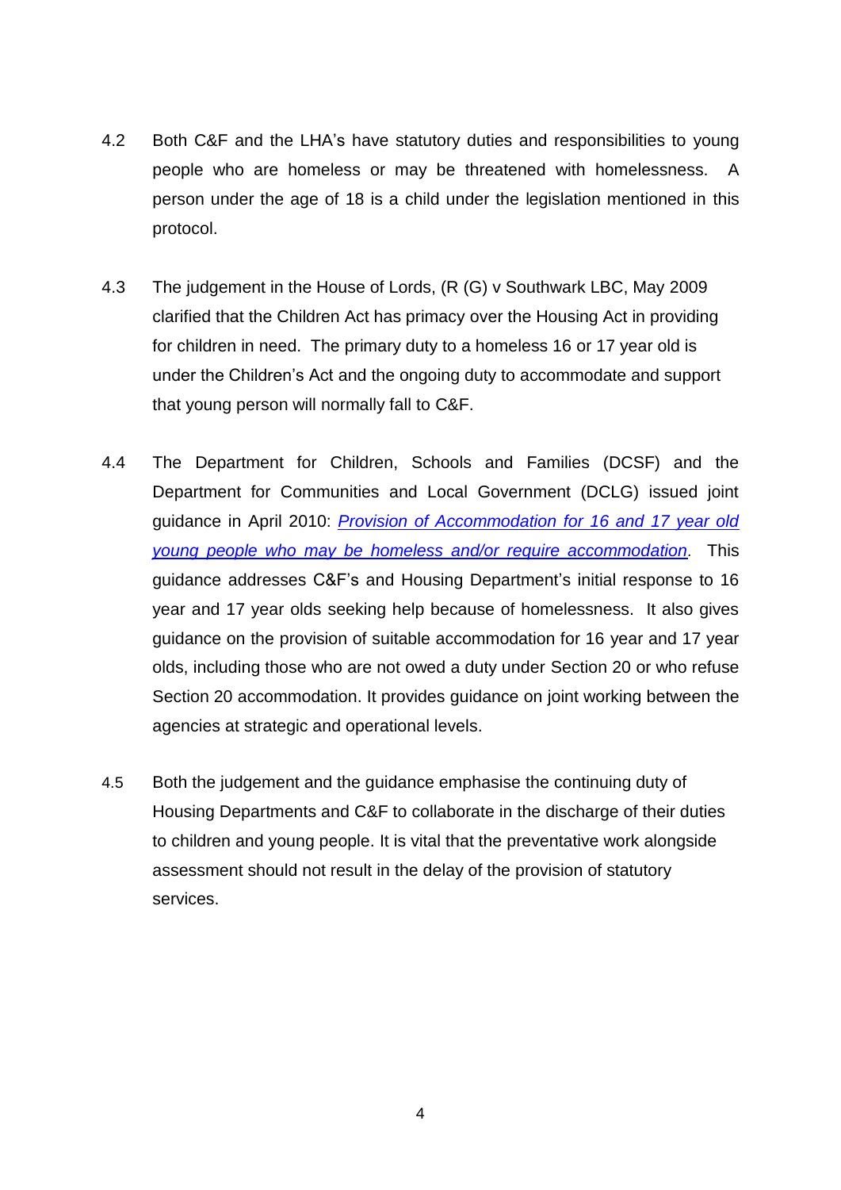4.2 Both C&F and the LHA's have statutory duties and responsibilities to young people who are homeless or may be threatened with homelessness. A person under the age of 18 is a child under the legislation mentioned in this protocol.

4.3 The judgement in the House of Lords, (R (G) v Southwark LBC, May 2009 clarified that the Children Act has primacy over the Housing Act in providing for children in need. The primary duty to a homeless 16 or 17 year old is under the Children's Act and the ongoing duty to accommodate and support that young person will normally fall to C&F.

4.4 The Department for Children, Schools and Families (DCSF) and the Department for Communities and Local Government (DCLG) issued joint guidance in April 2010: *Provision of Accommodation for 16 and 17 year old young people who may be homeless and/or require accommodation*. This guidance addresses C&F's and Housing Department's initial response to 16 year and 17 year olds seeking help because of homelessness. It also gives guidance on the provision of suitable accommodation for 16 year and 17 year olds, including those who are not owed a duty under Section 20 or who refuse Section 20 accommodation. It provides guidance on joint working between the agencies at strategic and operational levels.

4.5 Both the judgement and the guidance emphasise the continuing duty of Housing Departments and C&F to collaborate in the discharge of their duties to children and young people. It is vital that the preventative work alongside assessment should not result in the delay of the provision of statutory services.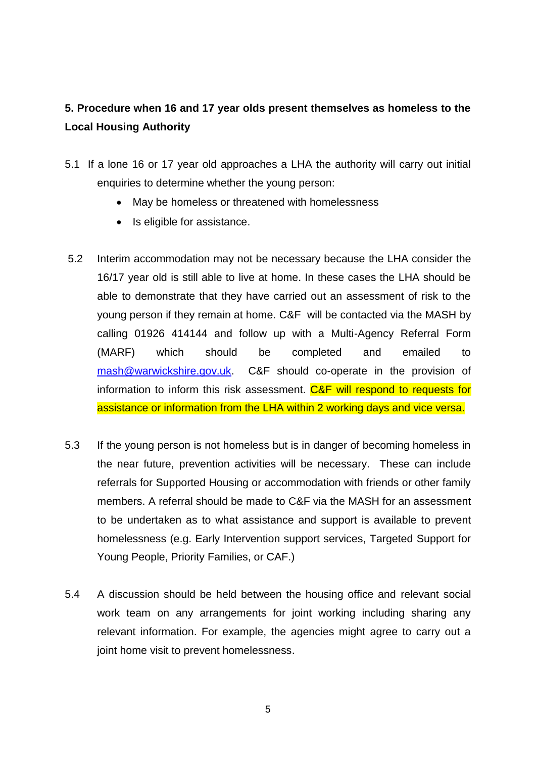## 5. Procedure when 16 and 17 year olds present themselves as homeless to the Local Housing Authority

5.1 If a lone 16 or 17 year old approaches a LHA the authority will carry out initial enquiries to determine whether the young person:

- May be homeless or threatened with homelessness
- Is eligible for assistance.

5.2 Interim accommodation may not be necessary because the LHA consider the 16/17 year old is still able to live at home. In these cases the LHA should be able to demonstrate that they have carried out an assessment of risk to the young person if they remain at home. C&F will be contacted via the MASH by calling 01926 414144 and follow up with a Multi-Agency Referral Form (MARF) which should be completed and emailed to mash@warwickshire.gov.uk. C&F should co-operate in the provision of information to inform this risk assessment. C&F will respond to requests for assistance or information from the LHA within 2 working days and vice versa.

5.3 If the young person is not homeless but is in danger of becoming homeless in the near future, prevention activities will be necessary. These can include referrals for Supported Housing or accommodation with friends or other family members. A referral should be made to C&F via the MASH for an assessment to be undertaken as to what assistance and support is available to prevent homelessness (e.g. Early Intervention support services, Targeted Support for Young People, Priority Families, or CAF.)

5.4 A discussion should be held between the housing office and relevant social work team on any arrangements for joint working including sharing any relevant information. For example, the agencies might agree to carry out a joint home visit to prevent homelessness.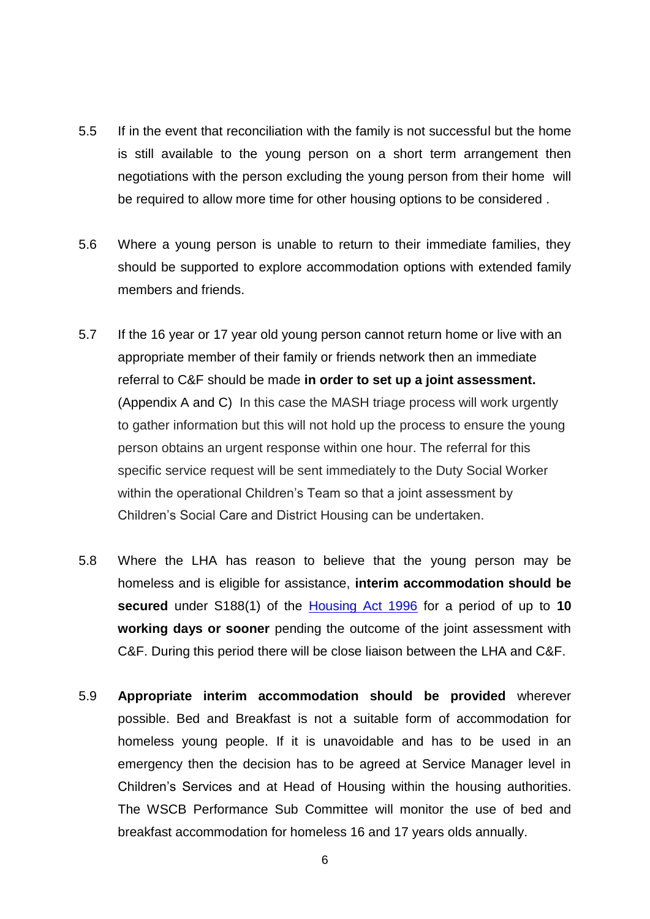5.5 If in the event that reconciliation with the family is not successful but the home is still available to the young person on a short term arrangement then negotiations with the person excluding the young person from their home will be required to allow more time for other housing options to be considered .

5.6 Where a young person is unable to return to their immediate families, they should be supported to explore accommodation options with extended family members and friends.

5.7 If the 16 year or 17 year old young person cannot return home or live with an appropriate member of their family or friends network then an immediate referral to C&F should be made **in order to set up a joint assessment.** (Appendix A and C) In this case the MASH triage process will work urgently to gather information but this will not hold up the process to ensure the young person obtains an urgent response within one hour. The referral for this specific service request will be sent immediately to the Duty Social Worker within the operational Children's Team so that a joint assessment by Children's Social Care and District Housing can be undertaken.

5.8 Where the LHA has reason to believe that the young person may be homeless and is eligible for assistance, **interim accommodation should be secured** under S188(1) of the Housing Act 1996 for a period of up to **10 working days or sooner** pending the outcome of the joint assessment with C&F. During this period there will be close liaison between the LHA and C&F.

5.9 **Appropriate interim accommodation should be provided** wherever possible. Bed and Breakfast is not a suitable form of accommodation for homeless young people. If it is unavoidable and has to be used in an emergency then the decision has to be agreed at Service Manager level in Children's Services and at Head of Housing within the housing authorities. The WSCB Performance Sub Committee will monitor the use of bed and breakfast accommodation for homeless 16 and 17 years olds annually.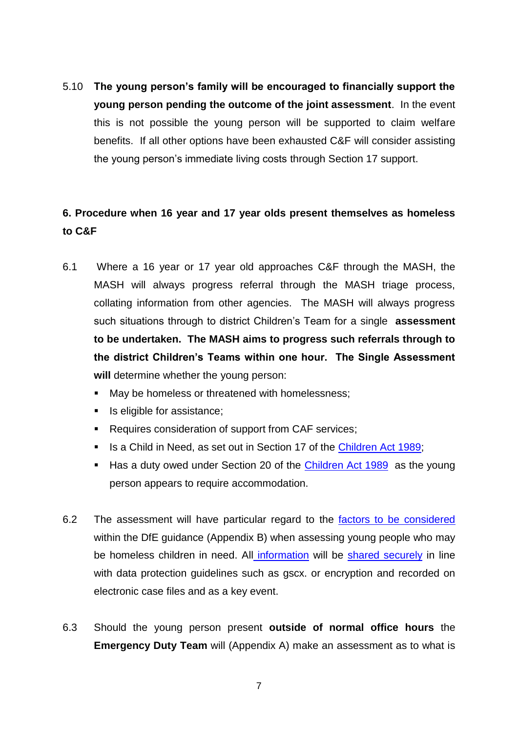5.10 **The young person's family will be encouraged to financially support the young person pending the outcome of the joint assessment**. In the event this is not possible the young person will be supported to claim welfare benefits. If all other options have been exhausted C&F will consider assisting the young person's immediate living costs through Section 17 support.

## 6. Procedure when 16 year and 17 year olds present themselves as homeless to C&F

6.1 Where a 16 year or 17 year old approaches C&F through the MASH, the MASH will always progress referral through the MASH triage process, collating information from other agencies. The MASH will always progress such situations through to district Children's Team for a single **assessment to be undertaken. The MASH aims to progress such referrals through to the district Children's Teams within one hour. The Single Assessment will** determine whether the young person:

- May be homeless or threatened with homelessness;
- Is eligible for assistance;
- Requires consideration of support from CAF services;
- Is a Child in Need, as set out in Section 17 of the Children Act 1989;
- Has a duty owed under Section 20 of the Children Act 1989 as the young person appears to require accommodation.

6.2 The assessment will have particular regard to the factors to be considered within the DfE guidance (Appendix B) when assessing young people who may be homeless children in need. All information will be shared securely in line with data protection guidelines such as gscx. or encryption and recorded on electronic case files and as a key event.

6.3 Should the young person present **outside of normal office hours** the **Emergency Duty Team** will (Appendix A) make an assessment as to what is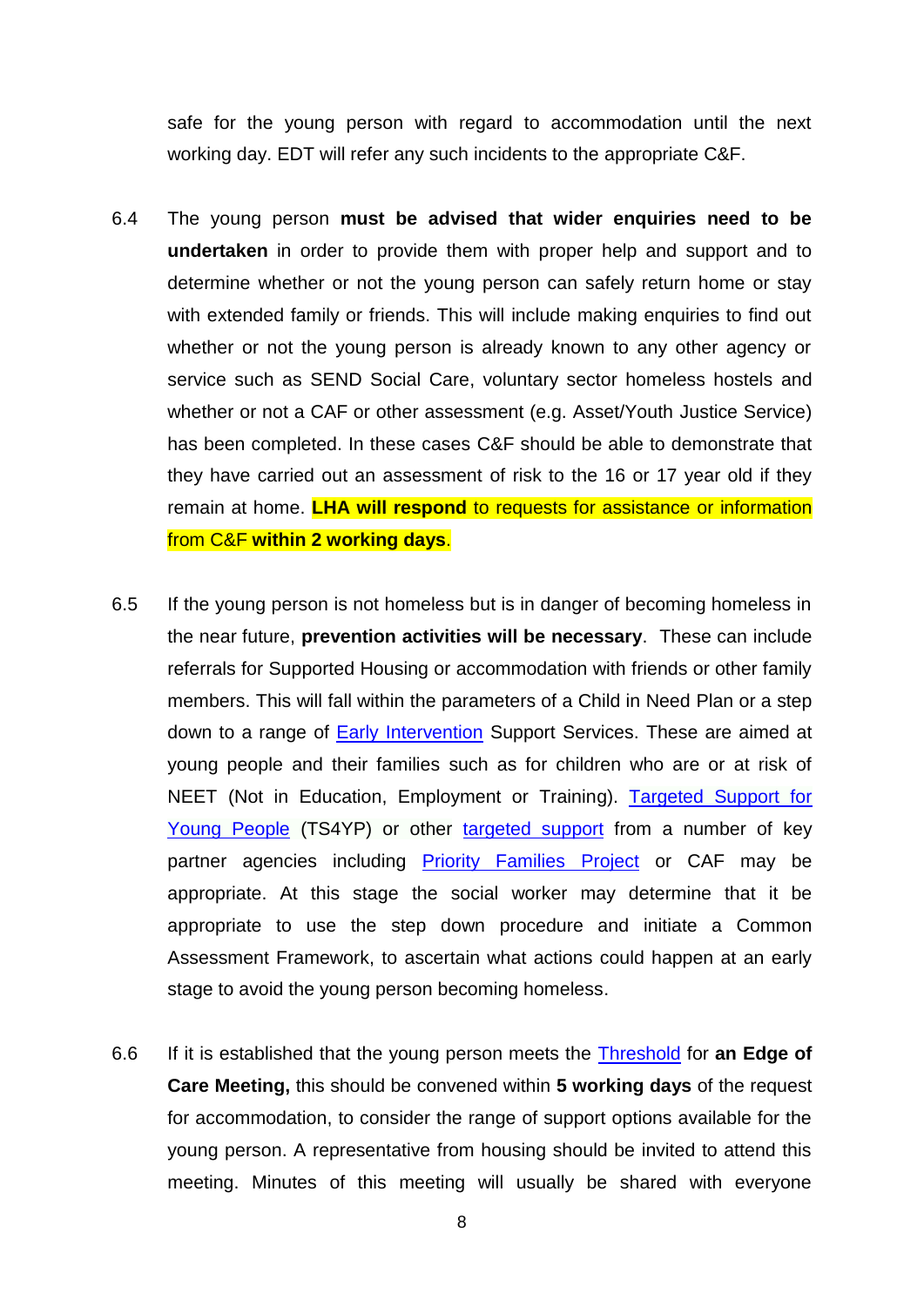safe for the young person with regard to accommodation until the next working day. EDT will refer any such incidents to the appropriate C&F.

6.4 The young person **must be advised that wider enquiries need to be undertaken** in order to provide them with proper help and support and to determine whether or not the young person can safely return home or stay with extended family or friends. This will include making enquiries to find out whether or not the young person is already known to any other agency or service such as SEND Social Care, voluntary sector homeless hostels and whether or not a CAF or other assessment (e.g. Asset/Youth Justice Service) has been completed. In these cases C&F should be able to demonstrate that they have carried out an assessment of risk to the 16 or 17 year old if they remain at home. **LHA will respond** to requests for assistance or information from C&F **within 2 working days**.

6.5 If the young person is not homeless but is in danger of becoming homeless in the near future, **prevention activities will be necessary**. These can include referrals for Supported Housing or accommodation with friends or other family members. This will fall within the parameters of a Child in Need Plan or a step down to a range of Early Intervention Support Services. These are aimed at young people and their families such as for children who are or at risk of NEET (Not in Education, Employment or Training). Targeted Support for Young People (TS4YP) or other targeted support from a number of key partner agencies including Priority Families Project or CAF may be appropriate. At this stage the social worker may determine that it be appropriate to use the step down procedure and initiate a Common Assessment Framework, to ascertain what actions could happen at an early stage to avoid the young person becoming homeless.

6.6 If it is established that the young person meets the Threshold for **an Edge of Care Meeting,** this should be convened within **5 working days** of the request for accommodation, to consider the range of support options available for the young person. A representative from housing should be invited to attend this meeting. Minutes of this meeting will usually be shared with everyone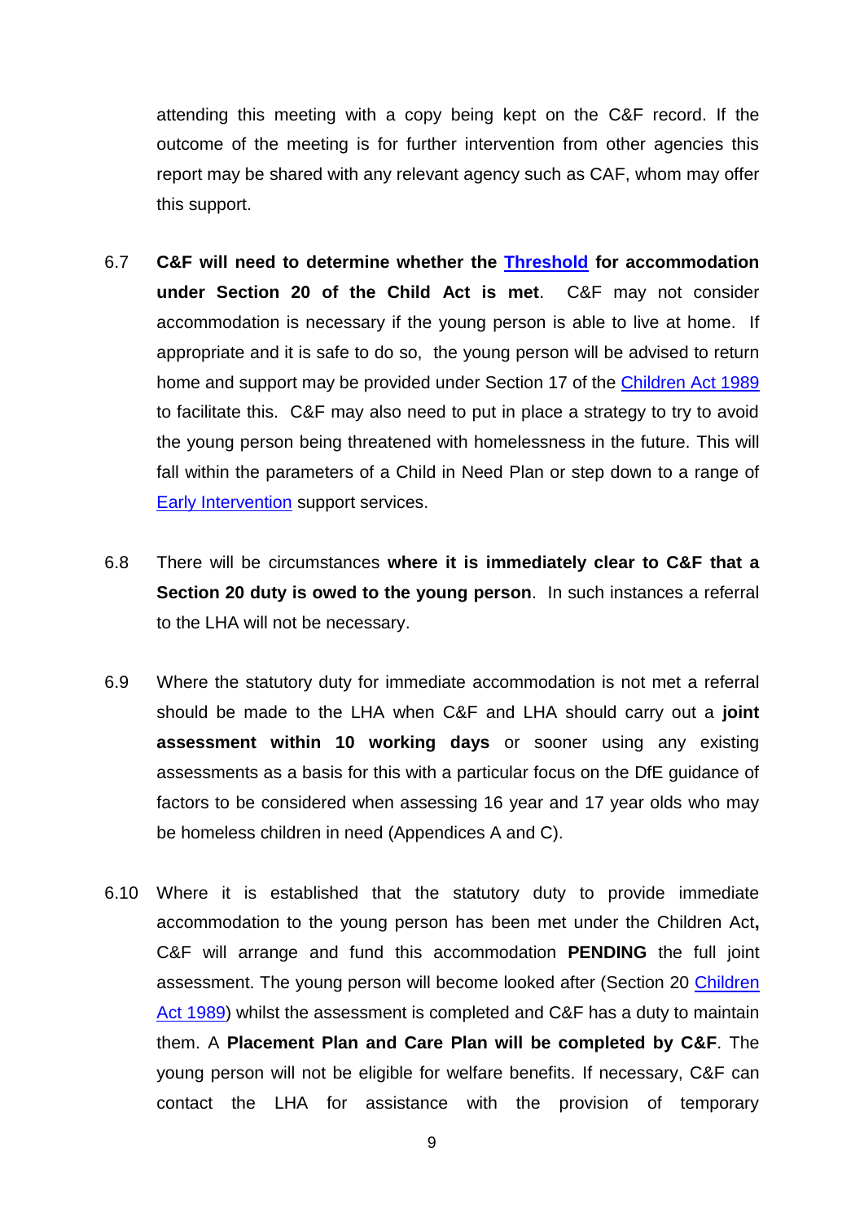attending this meeting with a copy being kept on the C&F record. If the outcome of the meeting is for further intervention from other agencies this report may be shared with any relevant agency such as CAF, whom may offer this support.

6.7 **C&F will need to determine whether the [Threshold](#) for accommodation under Section 20 of the Child Act is met**. C&F may not consider accommodation is necessary if the young person is able to live at home. If appropriate and it is safe to do so, the young person will be advised to return home and support may be provided under Section 17 of the [Children Act 1989](#) to facilitate this. C&F may also need to put in place a strategy to try to avoid the young person being threatened with homelessness in the future. This will fall within the parameters of a Child in Need Plan or step down to a range of [Early Intervention](#) support services.

6.8 There will be circumstances **where it is immediately clear to C&F that a Section 20 duty is owed to the young person**. In such instances a referral to the LHA will not be necessary.

6.9 Where the statutory duty for immediate accommodation is not met a referral should be made to the LHA when C&F and LHA should carry out a **joint assessment within 10 working days** or sooner using any existing assessments as a basis for this with a particular focus on the DfE guidance of factors to be considered when assessing 16 year and 17 year olds who may be homeless children in need (Appendices A and C).

6.10 Where it is established that the statutory duty to provide immediate accommodation to the young person has been met under the Children Act**,** C&F will arrange and fund this accommodation **PENDING** the full joint assessment. The young person will become looked after (Section 20 [Children Act 1989](#)) whilst the assessment is completed and C&F has a duty to maintain them. A **Placement Plan and Care Plan will be completed by C&F**. The young person will not be eligible for welfare benefits. If necessary, C&F can contact the LHA for assistance with the provision of temporary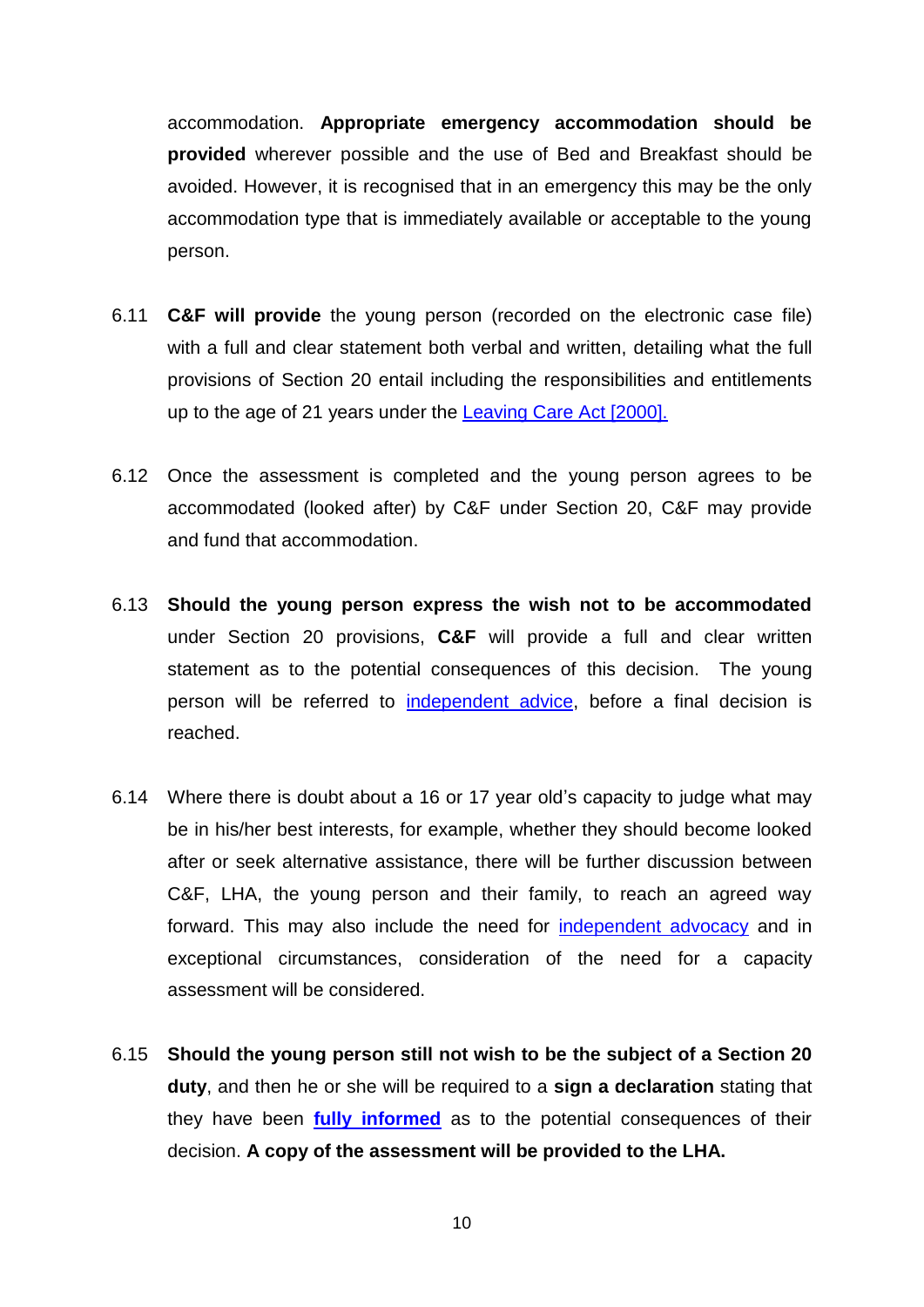accommodation. **Appropriate emergency accommodation should be provided** wherever possible and the use of Bed and Breakfast should be avoided. However, it is recognised that in an emergency this may be the only accommodation type that is immediately available or acceptable to the young person.

6.11 **C&F will provide** the young person (recorded on the electronic case file) with a full and clear statement both verbal and written, detailing what the full provisions of Section 20 entail including the responsibilities and entitlements up to the age of 21 years under the [Leaving Care Act [2000].]

6.12 Once the assessment is completed and the young person agrees to be accommodated (looked after) by C&F under Section 20, C&F may provide and fund that accommodation.

6.13 **Should the young person express the wish not to be accommodated** under Section 20 provisions, **C&F** will provide a full and clear written statement as to the potential consequences of this decision. The young person will be referred to independent advice, before a final decision is reached.

6.14 Where there is doubt about a 16 or 17 year old's capacity to judge what may be in his/her best interests, for example, whether they should become looked after or seek alternative assistance, there will be further discussion between C&F, LHA, the young person and their family, to reach an agreed way forward. This may also include the need for independent advocacy and in exceptional circumstances, consideration of the need for a capacity assessment will be considered.

6.15 **Should the young person still not wish to be the subject of a Section 20 duty**, and then he or she will be required to a **sign a declaration** stating that they have been **fully informed** as to the potential consequences of their decision. **A copy of the assessment will be provided to the LHA.**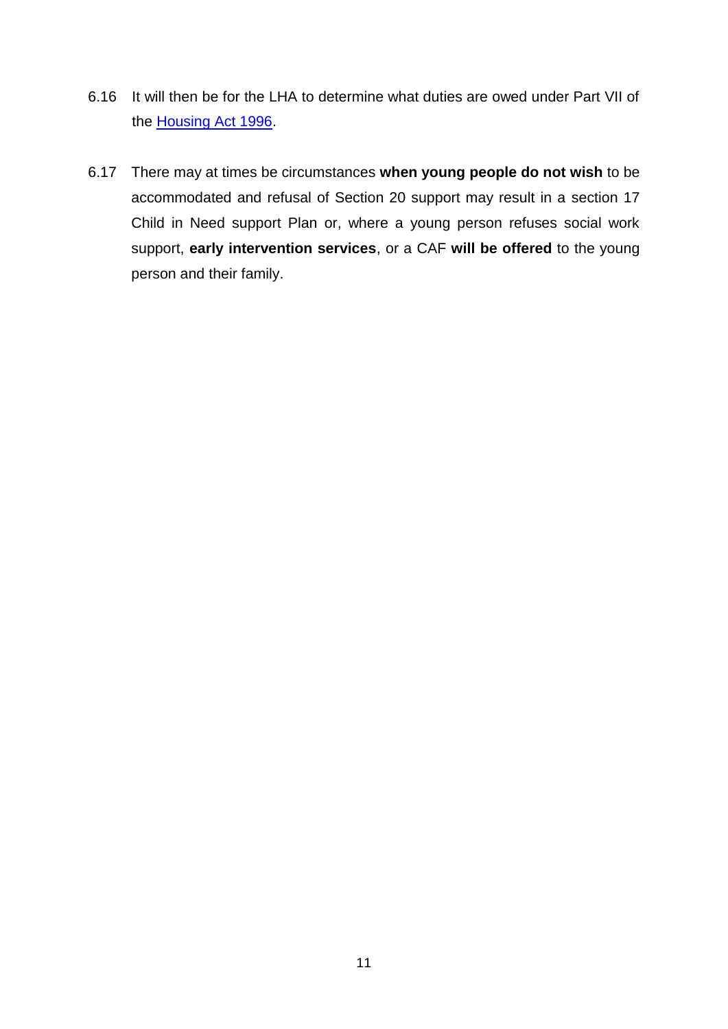6.16 It will then be for the LHA to determine what duties are owed under Part VII of the [Housing Act 1996](Housing Act 1996).

6.17 There may at times be circumstances **when young people do not wish** to be accommodated and refusal of Section 20 support may result in a section 17 Child in Need support Plan or, where a young person refuses social work support, **early intervention services**, or a CAF **will be offered** to the young person and their family.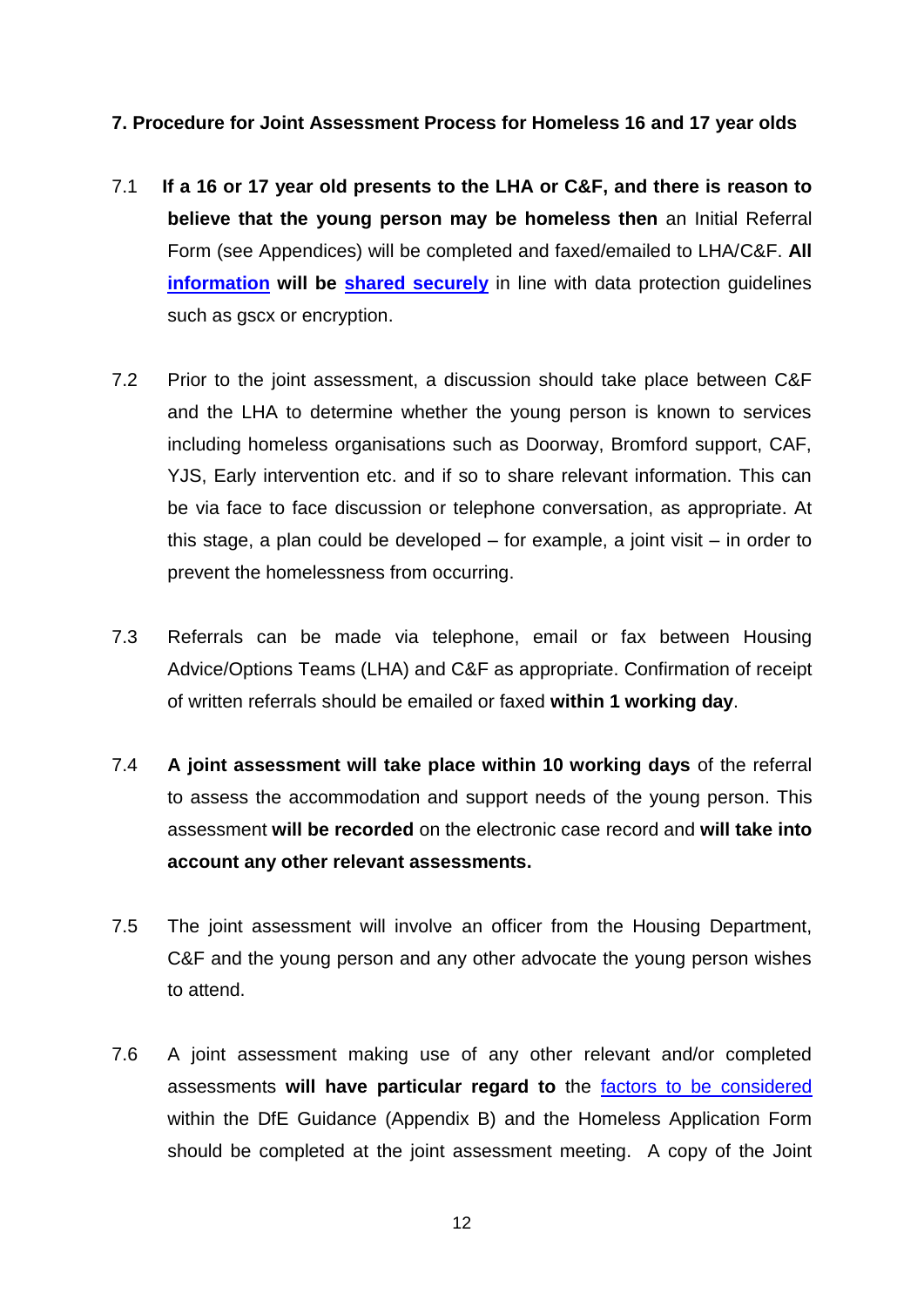### 7. Procedure for Joint Assessment Process for Homeless 16 and 17 year olds

7.1 **If a 16 or 17 year old presents to the LHA or C&F, and there is reason to believe that the young person may be homeless then** an Initial Referral Form (see Appendices) will be completed and faxed/emailed to LHA/C&F. **All information will be shared securely** in line with data protection guidelines such as gscx or encryption.

7.2 Prior to the joint assessment, a discussion should take place between C&F and the LHA to determine whether the young person is known to services including homeless organisations such as Doorway, Bromford support, CAF, YJS, Early intervention etc. and if so to share relevant information. This can be via face to face discussion or telephone conversation, as appropriate. At this stage, a plan could be developed – for example, a joint visit – in order to prevent the homelessness from occurring.

7.3 Referrals can be made via telephone, email or fax between Housing Advice/Options Teams (LHA) and C&F as appropriate. Confirmation of receipt of written referrals should be emailed or faxed **within 1 working day**.

7.4 **A joint assessment will take place within 10 working days** of the referral to assess the accommodation and support needs of the young person. This assessment **will be recorded** on the electronic case record and **will take into account any other relevant assessments.**

7.5 The joint assessment will involve an officer from the Housing Department, C&F and the young person and any other advocate the young person wishes to attend.

7.6 A joint assessment making use of any other relevant and/or completed assessments **will have particular regard to** the factors to be considered within the DfE Guidance (Appendix B) and the Homeless Application Form should be completed at the joint assessment meeting. A copy of the Joint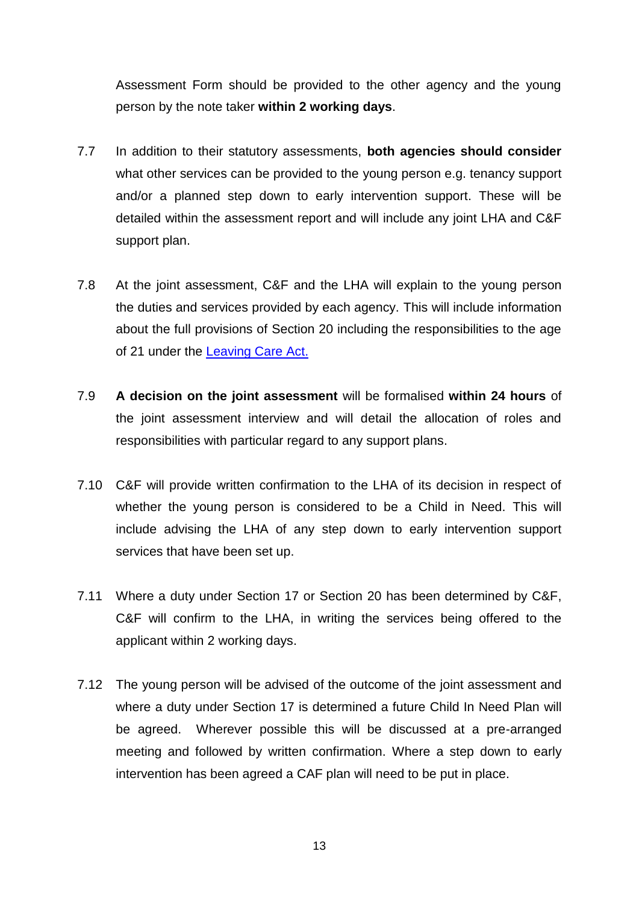Assessment Form should be provided to the other agency and the young person by the note taker **within 2 working days**.

7.7 In addition to their statutory assessments, **both agencies should consider** what other services can be provided to the young person e.g. tenancy support and/or a planned step down to early intervention support. These will be detailed within the assessment report and will include any joint LHA and C&F support plan.

7.8 At the joint assessment, C&F and the LHA will explain to the young person the duties and services provided by each agency. This will include information about the full provisions of Section 20 including the responsibilities to the age of 21 under the Leaving Care Act.

7.9 **A decision on the joint assessment** will be formalised **within 24 hours** of the joint assessment interview and will detail the allocation of roles and responsibilities with particular regard to any support plans.

7.10 C&F will provide written confirmation to the LHA of its decision in respect of whether the young person is considered to be a Child in Need. This will include advising the LHA of any step down to early intervention support services that have been set up.

7.11 Where a duty under Section 17 or Section 20 has been determined by C&F, C&F will confirm to the LHA, in writing the services being offered to the applicant within 2 working days.

7.12 The young person will be advised of the outcome of the joint assessment and where a duty under Section 17 is determined a future Child In Need Plan will be agreed. Wherever possible this will be discussed at a pre-arranged meeting and followed by written confirmation. Where a step down to early intervention has been agreed a CAF plan will need to be put in place.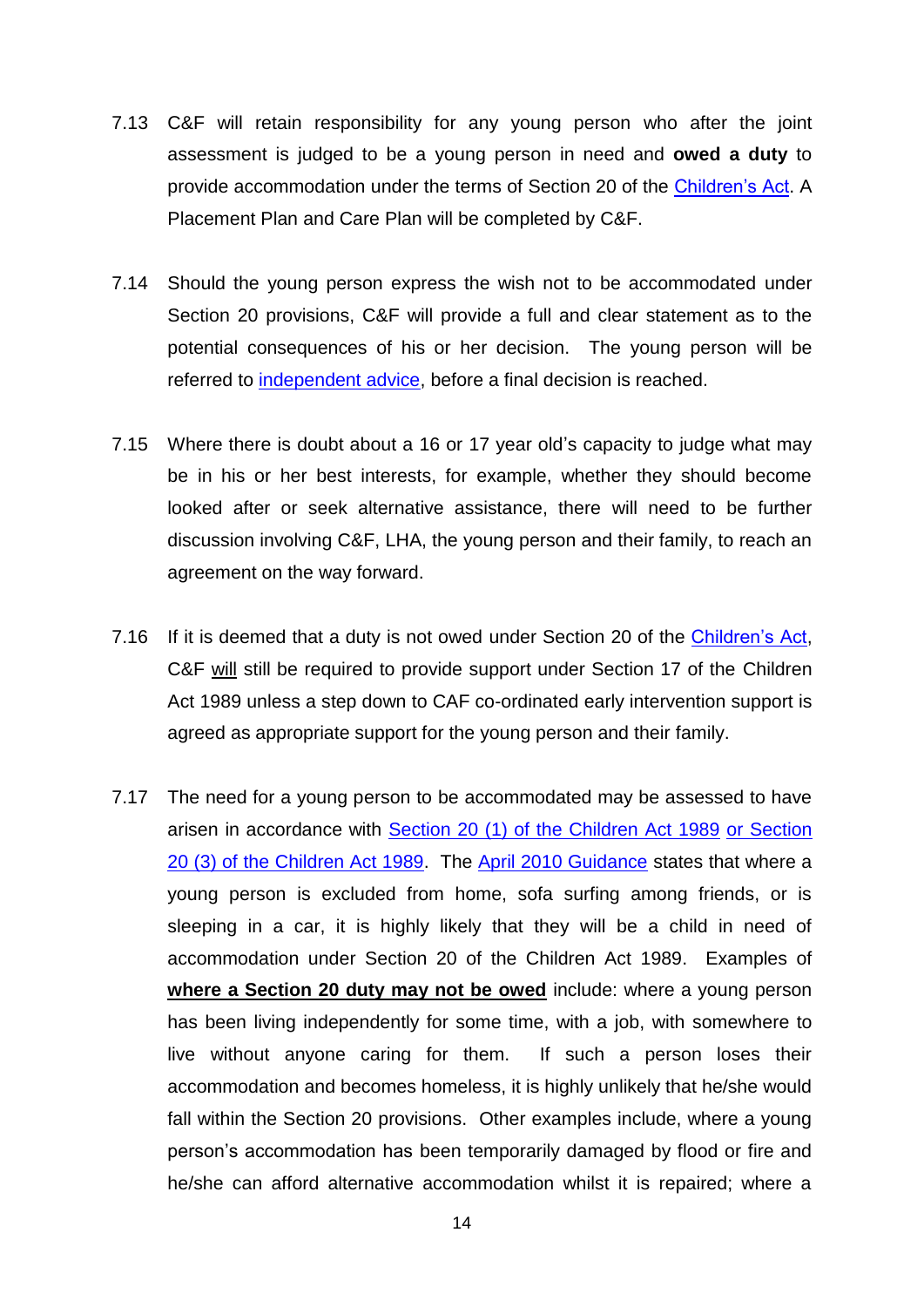7.13 C&F will retain responsibility for any young person who after the joint assessment is judged to be a young person in need and **owed a duty** to provide accommodation under the terms of Section 20 of the Children's Act. A Placement Plan and Care Plan will be completed by C&F.

7.14 Should the young person express the wish not to be accommodated under Section 20 provisions, C&F will provide a full and clear statement as to the potential consequences of his or her decision. The young person will be referred to independent advice, before a final decision is reached.

7.15 Where there is doubt about a 16 or 17 year old's capacity to judge what may be in his or her best interests, for example, whether they should become looked after or seek alternative assistance, there will need to be further discussion involving C&F, LHA, the young person and their family, to reach an agreement on the way forward.

7.16 If it is deemed that a duty is not owed under Section 20 of the Children's Act, C&F will still be required to provide support under Section 17 of the Children Act 1989 unless a step down to CAF co-ordinated early intervention support is agreed as appropriate support for the young person and their family.

7.17 The need for a young person to be accommodated may be assessed to have arisen in accordance with Section 20 (1) of the Children Act 1989 or Section 20 (3) of the Children Act 1989. The April 2010 Guidance states that where a young person is excluded from home, sofa surfing among friends, or is sleeping in a car, it is highly likely that they will be a child in need of accommodation under Section 20 of the Children Act 1989. Examples of **where a Section 20 duty may not be owed** include: where a young person has been living independently for some time, with a job, with somewhere to live without anyone caring for them. If such a person loses their accommodation and becomes homeless, it is highly unlikely that he/she would fall within the Section 20 provisions. Other examples include, where a young person's accommodation has been temporarily damaged by flood or fire and he/she can afford alternative accommodation whilst it is repaired; where a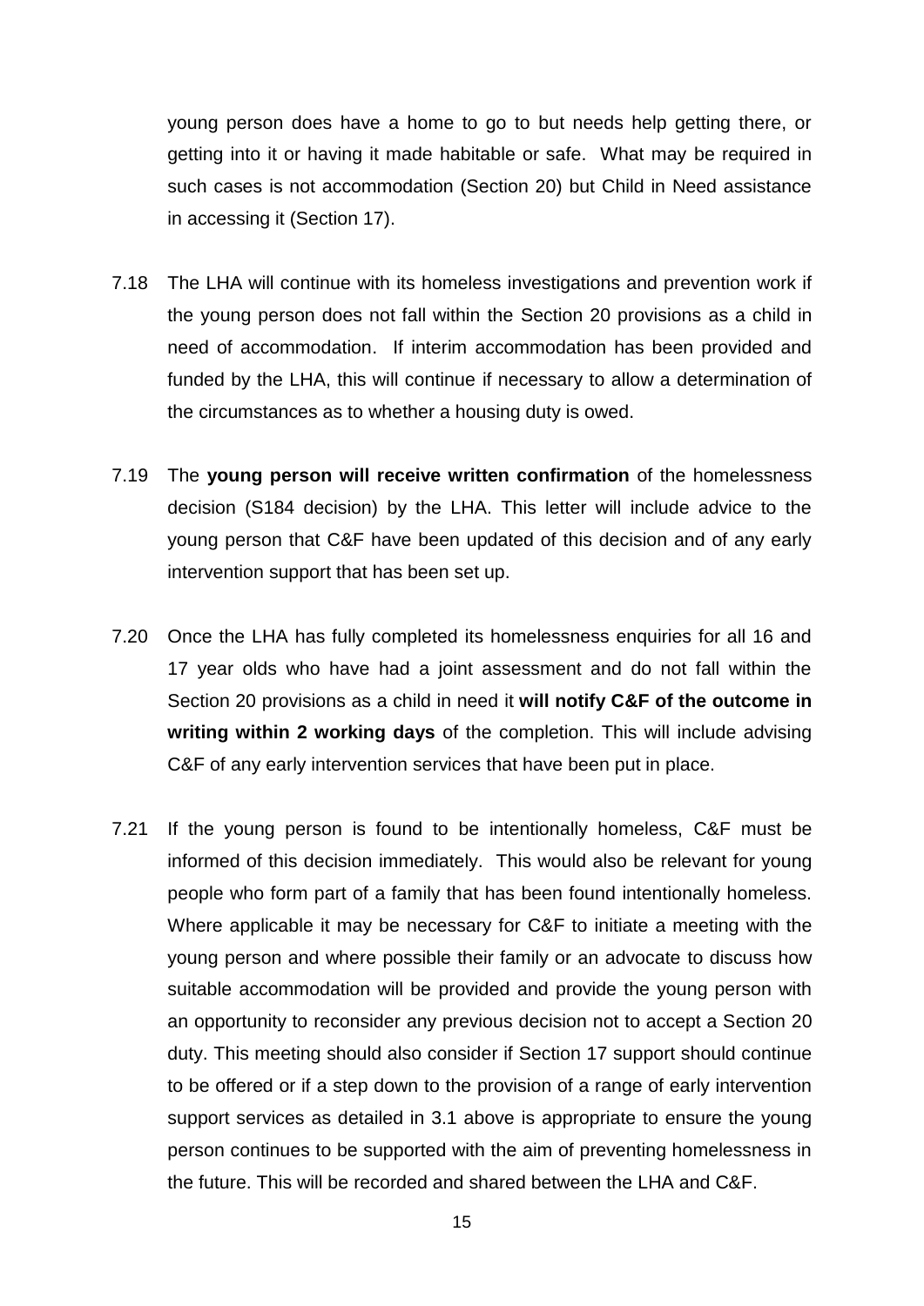young person does have a home to go to but needs help getting there, or getting into it or having it made habitable or safe. What may be required in such cases is not accommodation (Section 20) but Child in Need assistance in accessing it (Section 17).

7.18 The LHA will continue with its homeless investigations and prevention work if the young person does not fall within the Section 20 provisions as a child in need of accommodation. If interim accommodation has been provided and funded by the LHA, this will continue if necessary to allow a determination of the circumstances as to whether a housing duty is owed.

7.19 The **young person will receive written confirmation** of the homelessness decision (S184 decision) by the LHA. This letter will include advice to the young person that C&F have been updated of this decision and of any early intervention support that has been set up.

7.20 Once the LHA has fully completed its homelessness enquiries for all 16 and 17 year olds who have had a joint assessment and do not fall within the Section 20 provisions as a child in need it **will notify C&F of the outcome in writing within 2 working days** of the completion. This will include advising C&F of any early intervention services that have been put in place.

7.21 If the young person is found to be intentionally homeless, C&F must be informed of this decision immediately. This would also be relevant for young people who form part of a family that has been found intentionally homeless. Where applicable it may be necessary for C&F to initiate a meeting with the young person and where possible their family or an advocate to discuss how suitable accommodation will be provided and provide the young person with an opportunity to reconsider any previous decision not to accept a Section 20 duty. This meeting should also consider if Section 17 support should continue to be offered or if a step down to the provision of a range of early intervention support services as detailed in 3.1 above is appropriate to ensure the young person continues to be supported with the aim of preventing homelessness in the future. This will be recorded and shared between the LHA and C&F.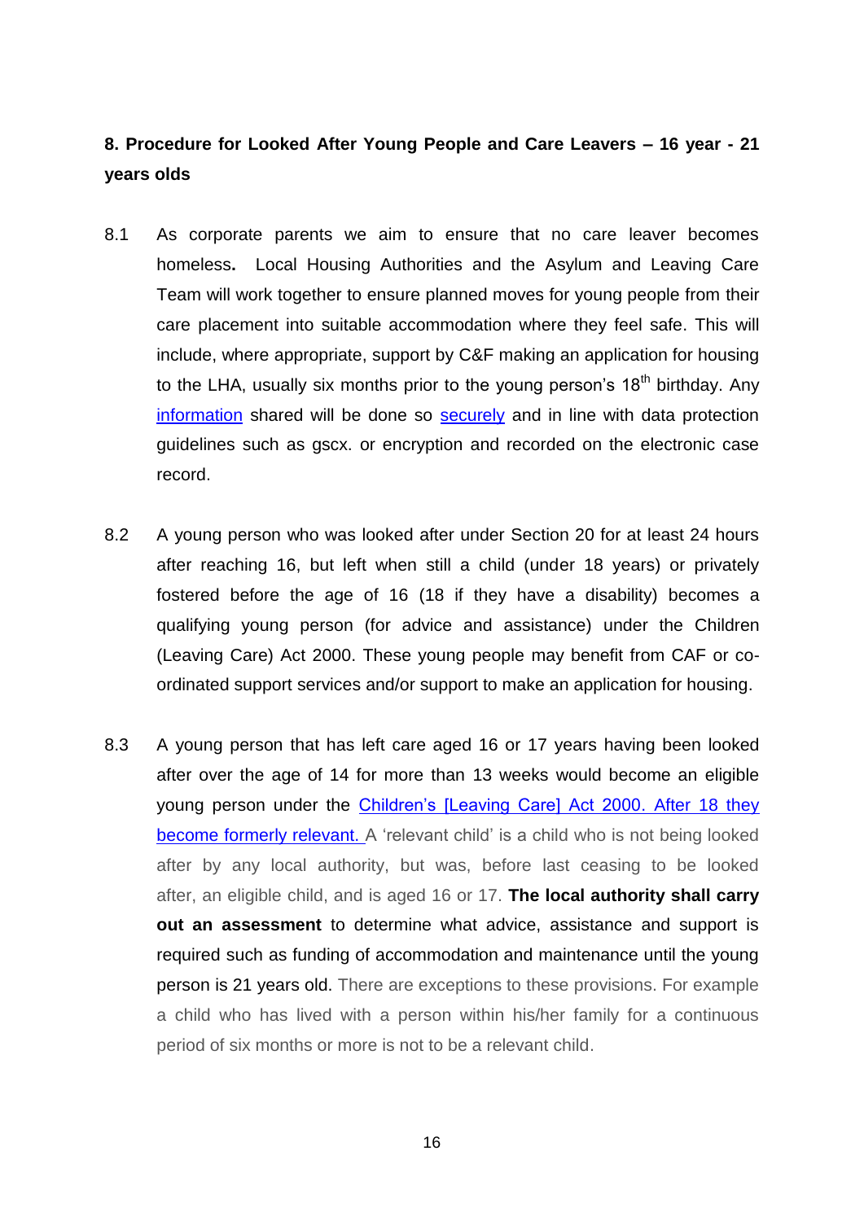## 8. Procedure for Looked After Young People and Care Leavers – 16 year - 21 years olds

8.1 As corporate parents we aim to ensure that no care leaver becomes homeless**.** Local Housing Authorities and the Asylum and Leaving Care Team will work together to ensure planned moves for young people from their care placement into suitable accommodation where they feel safe. This will include, where appropriate, support by C&F making an application for housing to the LHA, usually six months prior to the young person's 18th birthday. Any information shared will be done so securely and in line with data protection guidelines such as gscx. or encryption and recorded on the electronic case record.

8.2 A young person who was looked after under Section 20 for at least 24 hours after reaching 16, but left when still a child (under 18 years) or privately fostered before the age of 16 (18 if they have a disability) becomes a qualifying young person (for advice and assistance) under the Children (Leaving Care) Act 2000. These young people may benefit from CAF or co-ordinated support services and/or support to make an application for housing.

8.3 A young person that has left care aged 16 or 17 years having been looked after over the age of 14 for more than 13 weeks would become an eligible young person under the Children's [Leaving Care] Act 2000. After 18 they become formerly relevant. A 'relevant child' is a child who is not being looked after by any local authority, but was, before last ceasing to be looked after, an eligible child, and is aged 16 or 17. **The local authority shall carry out an assessment** to determine what advice, assistance and support is required such as funding of accommodation and maintenance until the young person is 21 years old. There are exceptions to these provisions. For example a child who has lived with a person within his/her family for a continuous period of six months or more is not to be a relevant child.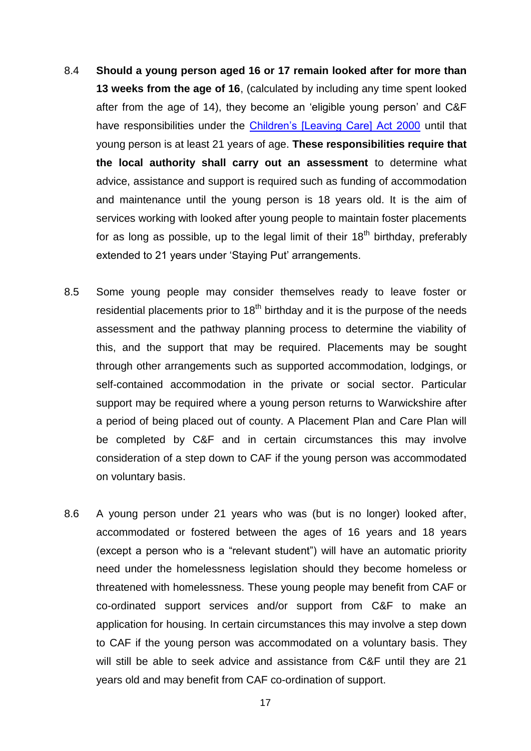8.4 **Should a young person aged 16 or 17 remain looked after for more than 13 weeks from the age of 16**, (calculated by including any time spent looked after from the age of 14), they become an 'eligible young person' and C&F have responsibilities under the [Children's [Leaving Care] Act 2000] until that young person is at least 21 years of age. **These responsibilities require that the local authority shall carry out an assessment** to determine what advice, assistance and support is required such as funding of accommodation and maintenance until the young person is 18 years old. It is the aim of services working with looked after young people to maintain foster placements for as long as possible, up to the legal limit of their 18th birthday, preferably extended to 21 years under 'Staying Put' arrangements.

8.5 Some young people may consider themselves ready to leave foster or residential placements prior to 18th birthday and it is the purpose of the needs assessment and the pathway planning process to determine the viability of this, and the support that may be required. Placements may be sought through other arrangements such as supported accommodation, lodgings, or self-contained accommodation in the private or social sector. Particular support may be required where a young person returns to Warwickshire after a period of being placed out of county. A Placement Plan and Care Plan will be completed by C&F and in certain circumstances this may involve consideration of a step down to CAF if the young person was accommodated on voluntary basis.

8.6 A young person under 21 years who was (but is no longer) looked after, accommodated or fostered between the ages of 16 years and 18 years (except a person who is a "relevant student") will have an automatic priority need under the homelessness legislation should they become homeless or threatened with homelessness. These young people may benefit from CAF or co-ordinated support services and/or support from C&F to make an application for housing. In certain circumstances this may involve a step down to CAF if the young person was accommodated on a voluntary basis. They will still be able to seek advice and assistance from C&F until they are 21 years old and may benefit from CAF co-ordination of support.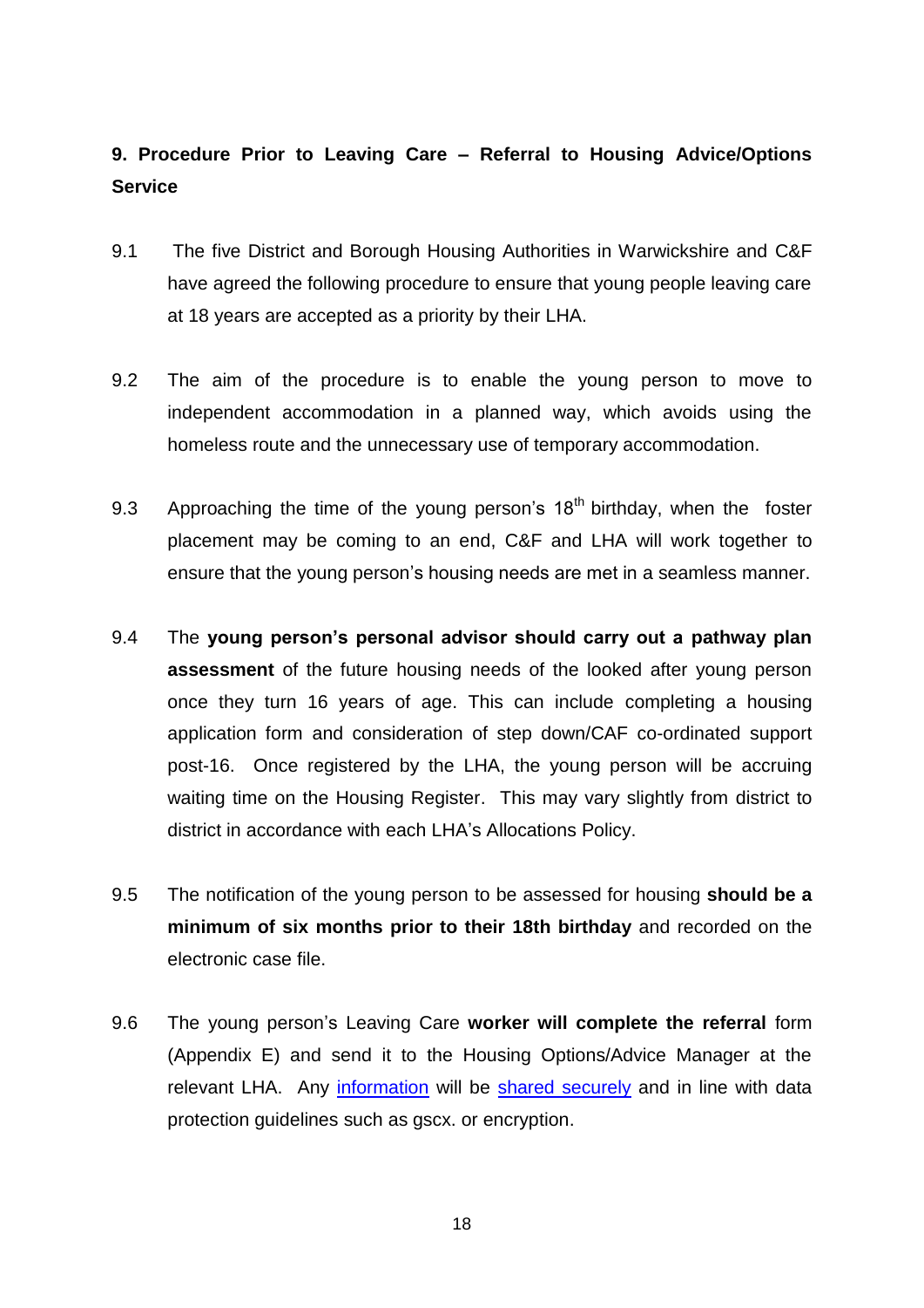## 9. Procedure Prior to Leaving Care – Referral to Housing Advice/Options Service

9.1 The five District and Borough Housing Authorities in Warwickshire and C&F have agreed the following procedure to ensure that young people leaving care at 18 years are accepted as a priority by their LHA.

9.2 The aim of the procedure is to enable the young person to move to independent accommodation in a planned way, which avoids using the homeless route and the unnecessary use of temporary accommodation.

9.3 Approaching the time of the young person's 18th birthday, when the foster placement may be coming to an end, C&F and LHA will work together to ensure that the young person's housing needs are met in a seamless manner.

9.4 The **young person's personal advisor should carry out a pathway plan assessment** of the future housing needs of the looked after young person once they turn 16 years of age. This can include completing a housing application form and consideration of step down/CAF co-ordinated support post-16. Once registered by the LHA, the young person will be accruing waiting time on the Housing Register. This may vary slightly from district to district in accordance with each LHA's Allocations Policy.

9.5 The notification of the young person to be assessed for housing **should be a minimum of six months prior to their 18th birthday** and recorded on the electronic case file.

9.6 The young person's Leaving Care **worker will complete the referral** form (Appendix E) and send it to the Housing Options/Advice Manager at the relevant LHA. Any information will be shared securely and in line with data protection guidelines such as gscx. or encryption.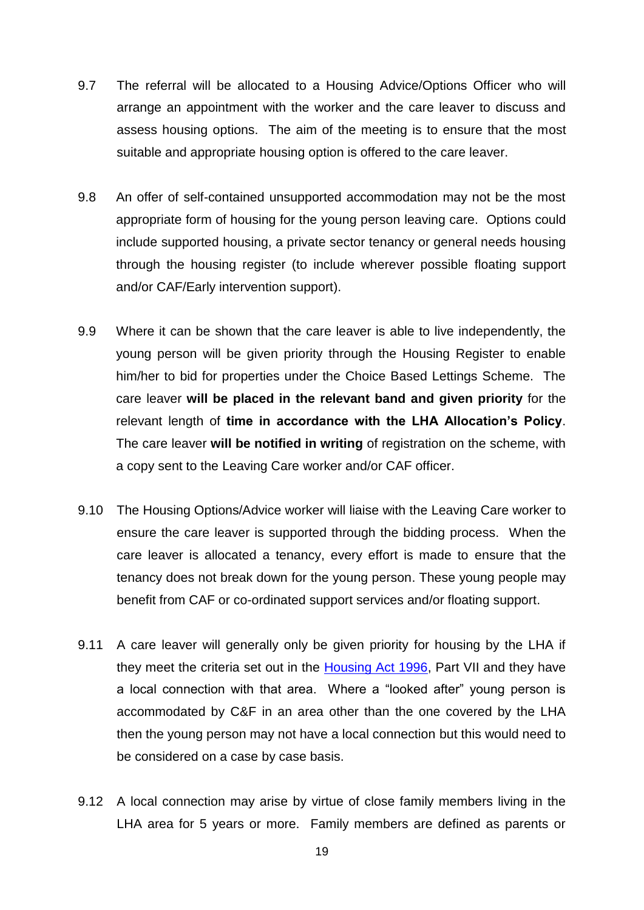9.7 The referral will be allocated to a Housing Advice/Options Officer who will arrange an appointment with the worker and the care leaver to discuss and assess housing options. The aim of the meeting is to ensure that the most suitable and appropriate housing option is offered to the care leaver.

9.8 An offer of self-contained unsupported accommodation may not be the most appropriate form of housing for the young person leaving care. Options could include supported housing, a private sector tenancy or general needs housing through the housing register (to include wherever possible floating support and/or CAF/Early intervention support).

9.9 Where it can be shown that the care leaver is able to live independently, the young person will be given priority through the Housing Register to enable him/her to bid for properties under the Choice Based Lettings Scheme. The care leaver **will be placed in the relevant band and given priority** for the relevant length of **time in accordance with the LHA Allocation's Policy**. The care leaver **will be notified in writing** of registration on the scheme, with a copy sent to the Leaving Care worker and/or CAF officer.

9.10 The Housing Options/Advice worker will liaise with the Leaving Care worker to ensure the care leaver is supported through the bidding process. When the care leaver is allocated a tenancy, every effort is made to ensure that the tenancy does not break down for the young person. These young people may benefit from CAF or co-ordinated support services and/or floating support.

9.11 A care leaver will generally only be given priority for housing by the LHA if they meet the criteria set out in the [Housing Act 1996](), Part VII and they have a local connection with that area. Where a "looked after" young person is accommodated by C&F in an area other than the one covered by the LHA then the young person may not have a local connection but this would need to be considered on a case by case basis.

9.12 A local connection may arise by virtue of close family members living in the LHA area for 5 years or more. Family members are defined as parents or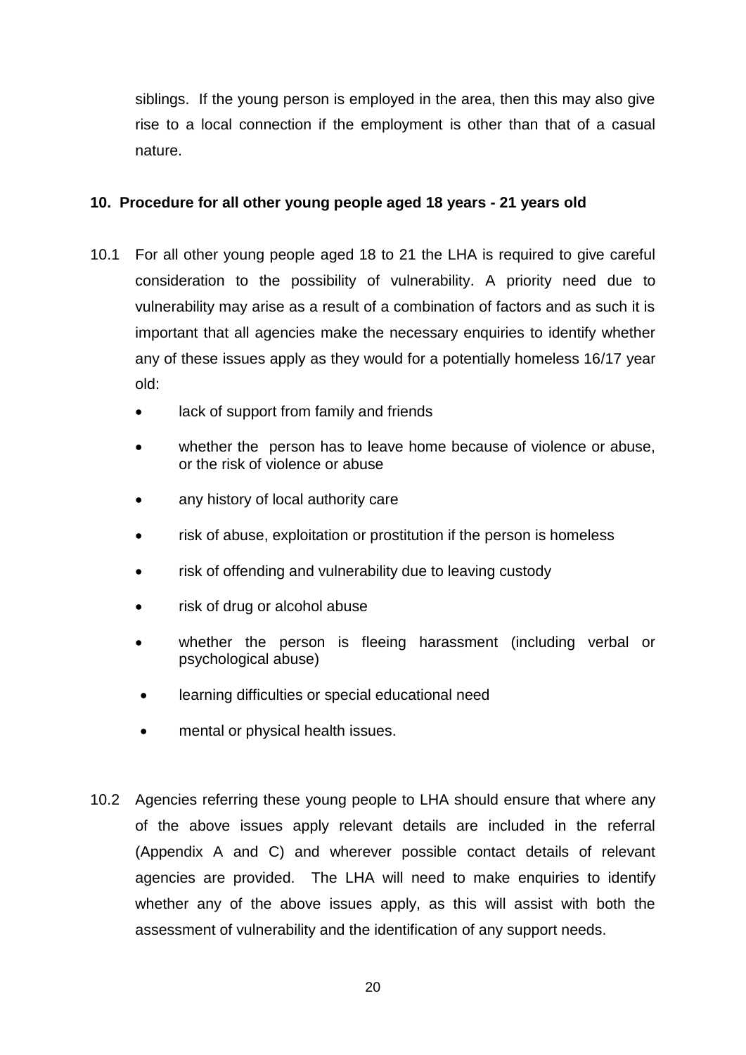siblings. If the young person is employed in the area, then this may also give rise to a local connection if the employment is other than that of a casual nature.

**10. Procedure for all other young people aged 18 years - 21 years old**

10.1 For all other young people aged 18 to 21 the LHA is required to give careful consideration to the possibility of vulnerability. A priority need due to vulnerability may arise as a result of a combination of factors and as such it is important that all agencies make the necessary enquiries to identify whether any of these issues apply as they would for a potentially homeless 16/17 year old:

- lack of support from family and friends
- whether the person has to leave home because of violence or abuse, or the risk of violence or abuse
- any history of local authority care
- risk of abuse, exploitation or prostitution if the person is homeless
- risk of offending and vulnerability due to leaving custody
- risk of drug or alcohol abuse
- whether the person is fleeing harassment (including verbal or psychological abuse)
- learning difficulties or special educational need
- mental or physical health issues.

10.2 Agencies referring these young people to LHA should ensure that where any of the above issues apply relevant details are included in the referral (Appendix A and C) and wherever possible contact details of relevant agencies are provided. The LHA will need to make enquiries to identify whether any of the above issues apply, as this will assist with both the assessment of vulnerability and the identification of any support needs.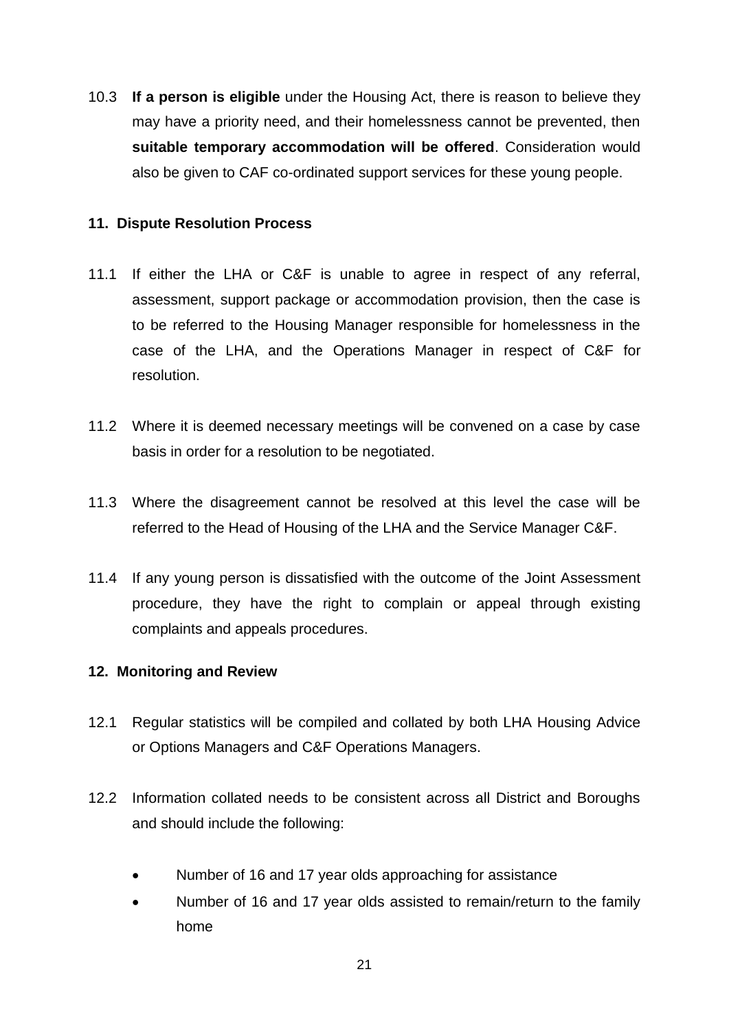10.3 **If a person is eligible** under the Housing Act, there is reason to believe they may have a priority need, and their homelessness cannot be prevented, then **suitable temporary accommodation will be offered**. Consideration would also be given to CAF co-ordinated support services for these young people.

## 11. Dispute Resolution Process

11.1 If either the LHA or C&F is unable to agree in respect of any referral, assessment, support package or accommodation provision, then the case is to be referred to the Housing Manager responsible for homelessness in the case of the LHA, and the Operations Manager in respect of C&F for resolution.

11.2 Where it is deemed necessary meetings will be convened on a case by case basis in order for a resolution to be negotiated.

11.3 Where the disagreement cannot be resolved at this level the case will be referred to the Head of Housing of the LHA and the Service Manager C&F.

11.4 If any young person is dissatisfied with the outcome of the Joint Assessment procedure, they have the right to complain or appeal through existing complaints and appeals procedures.

## 12. Monitoring and Review

12.1 Regular statistics will be compiled and collated by both LHA Housing Advice or Options Managers and C&F Operations Managers.

12.2 Information collated needs to be consistent across all District and Boroughs and should include the following:

- Number of 16 and 17 year olds approaching for assistance
- Number of 16 and 17 year olds assisted to remain/return to the family home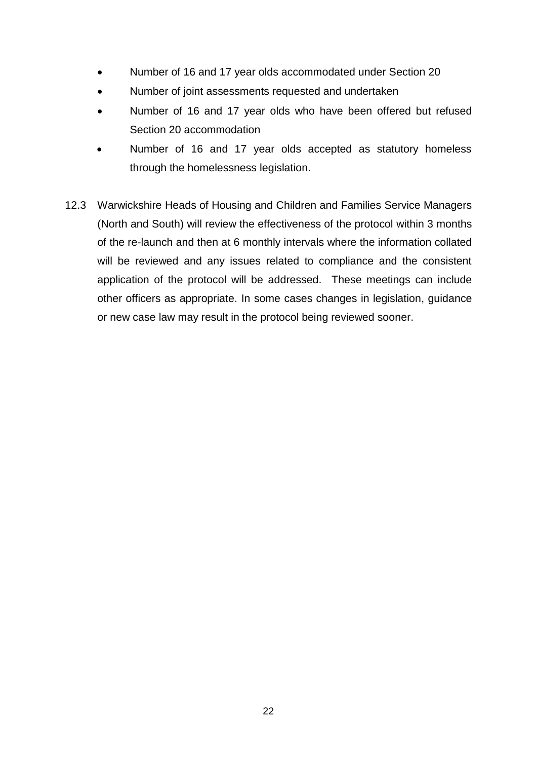- Number of 16 and 17 year olds accommodated under Section 20
- Number of joint assessments requested and undertaken
- Number of 16 and 17 year olds who have been offered but refused Section 20 accommodation
- Number of 16 and 17 year olds accepted as statutory homeless through the homelessness legislation.

12.3 Warwickshire Heads of Housing and Children and Families Service Managers (North and South) will review the effectiveness of the protocol within 3 months of the re-launch and then at 6 monthly intervals where the information collated will be reviewed and any issues related to compliance and the consistent application of the protocol will be addressed. These meetings can include other officers as appropriate. In some cases changes in legislation, guidance or new case law may result in the protocol being reviewed sooner.